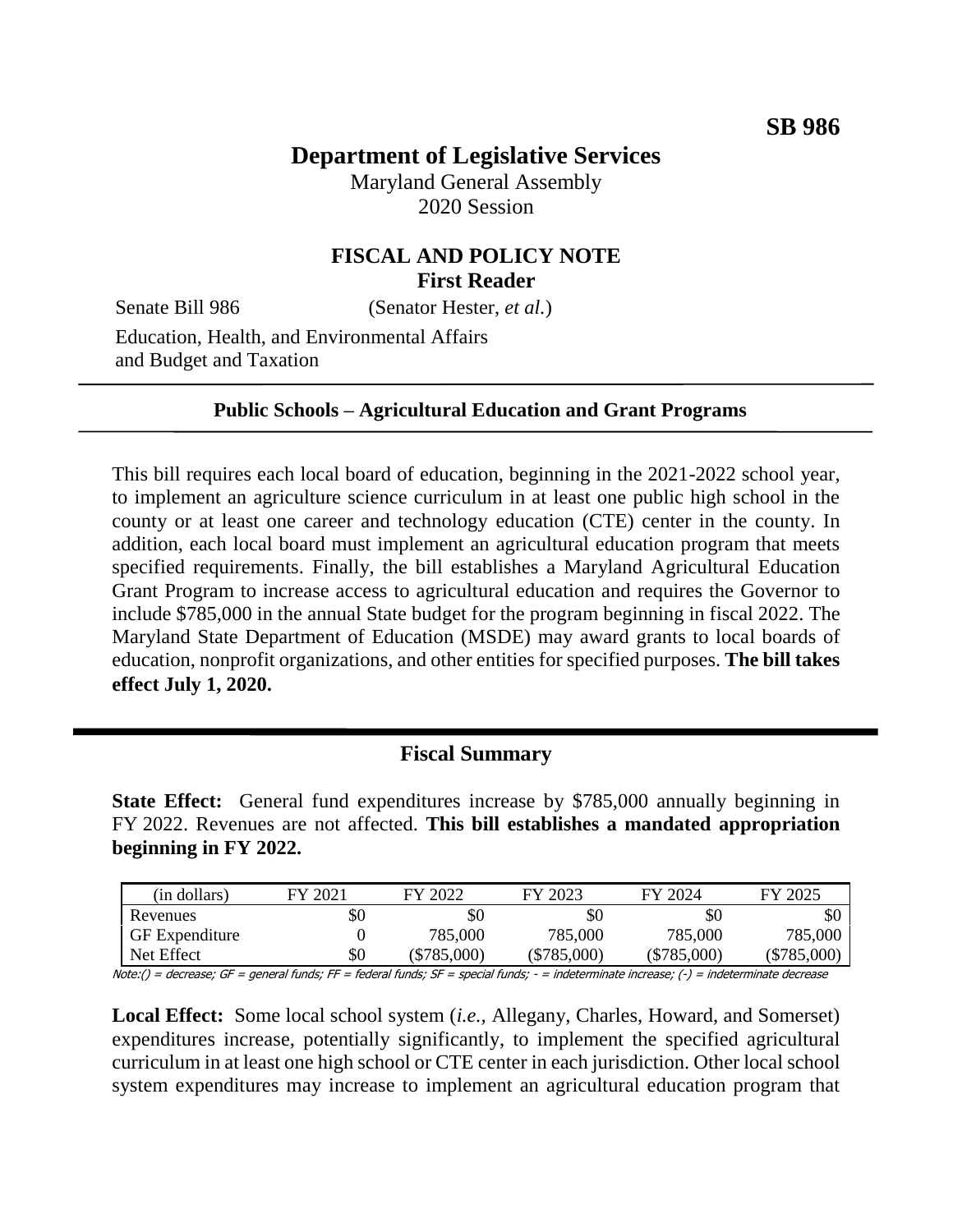**SB 986**

# Department of Legislative Services

Maryland General Assembly
2020 Session

## FISCAL AND POLICY NOTE
**First Reader**

Senate Bill 986 (Senator Hester, *et al.*)

Education, Health, and Environmental Affairs and Budget and Taxation

---

**Public Schools – Agricultural Education and Grant Programs**

---

This bill requires each local board of education, beginning in the 2021-2022 school year, to implement an agriculture science curriculum in at least one public high school in the county or at least one career and technology education (CTE) center in the county. In addition, each local board must implement an agricultural education program that meets specified requirements. Finally, the bill establishes a Maryland Agricultural Education Grant Program to increase access to agricultural education and requires the Governor to include $785,000 in the annual State budget for the program beginning in fiscal 2022. The Maryland State Department of Education (MSDE) may award grants to local boards of education, nonprofit organizations, and other entities for specified purposes. **The bill takes effect July 1, 2020.**

---

## Fiscal Summary

**State Effect:** General fund expenditures increase by $785,000 annually beginning in FY 2022. Revenues are not affected. **This bill establishes a mandated appropriation beginning in FY 2022.**

| (in dollars) | FY 2021 | FY 2022 | FY 2023 | FY 2024 | FY 2025 |
|---|---|---|---|---|---|
| Revenues | $0 | $0 | $0 | $0 | $0 |
| GF Expenditure | 0 | 785,000 | 785,000 | 785,000 | 785,000 |
| Net Effect | $0 | ($785,000) | ($785,000) | ($785,000) | ($785,000) |

Note:() = decrease; GF = general funds; FF = federal funds; SF = special funds; - = indeterminate increase; (-) = indeterminate decrease

**Local Effect:** Some local school system (*i.e.,* Allegany, Charles, Howard, and Somerset) expenditures increase, potentially significantly, to implement the specified agricultural curriculum in at least one high school or CTE center in each jurisdiction. Other local school system expenditures may increase to implement an agricultural education program that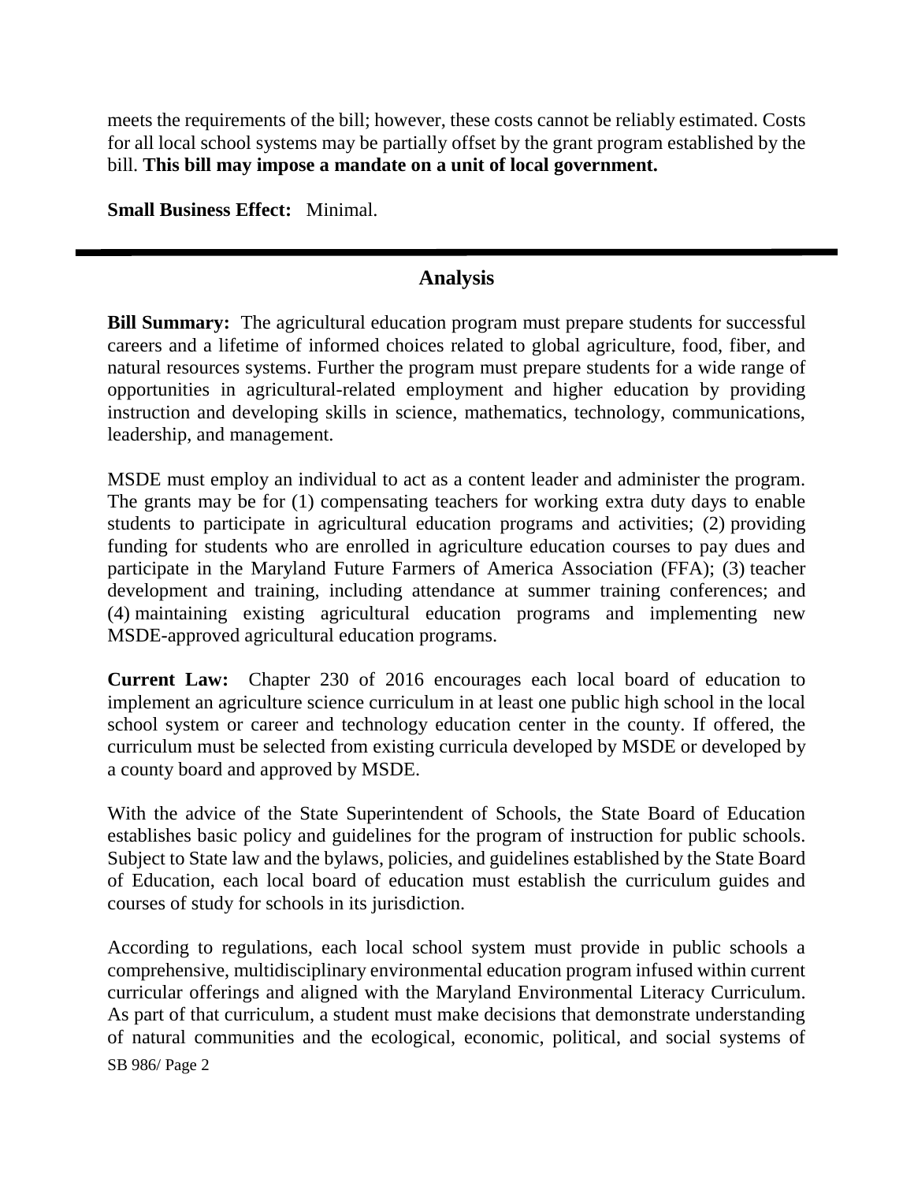meets the requirements of the bill; however, these costs cannot be reliably estimated. Costs for all local school systems may be partially offset by the grant program established by the bill. **This bill may impose a mandate on a unit of local government.**

**Small Business Effect:** Minimal.

---

## Analysis

**Bill Summary:** The agricultural education program must prepare students for successful careers and a lifetime of informed choices related to global agriculture, food, fiber, and natural resources systems. Further the program must prepare students for a wide range of opportunities in agricultural-related employment and higher education by providing instruction and developing skills in science, mathematics, technology, communications, leadership, and management.

MSDE must employ an individual to act as a content leader and administer the program. The grants may be for (1) compensating teachers for working extra duty days to enable students to participate in agricultural education programs and activities; (2) providing funding for students who are enrolled in agriculture education courses to pay dues and participate in the Maryland Future Farmers of America Association (FFA); (3) teacher development and training, including attendance at summer training conferences; and (4) maintaining existing agricultural education programs and implementing new MSDE-approved agricultural education programs.

**Current Law:** Chapter 230 of 2016 encourages each local board of education to implement an agriculture science curriculum in at least one public high school in the local school system or career and technology education center in the county. If offered, the curriculum must be selected from existing curricula developed by MSDE or developed by a county board and approved by MSDE.

With the advice of the State Superintendent of Schools, the State Board of Education establishes basic policy and guidelines for the program of instruction for public schools. Subject to State law and the bylaws, policies, and guidelines established by the State Board of Education, each local board of education must establish the curriculum guides and courses of study for schools in its jurisdiction.

According to regulations, each local school system must provide in public schools a comprehensive, multidisciplinary environmental education program infused within current curricular offerings and aligned with the Maryland Environmental Literacy Curriculum. As part of that curriculum, a student must make decisions that demonstrate understanding of natural communities and the ecological, economic, political, and social systems of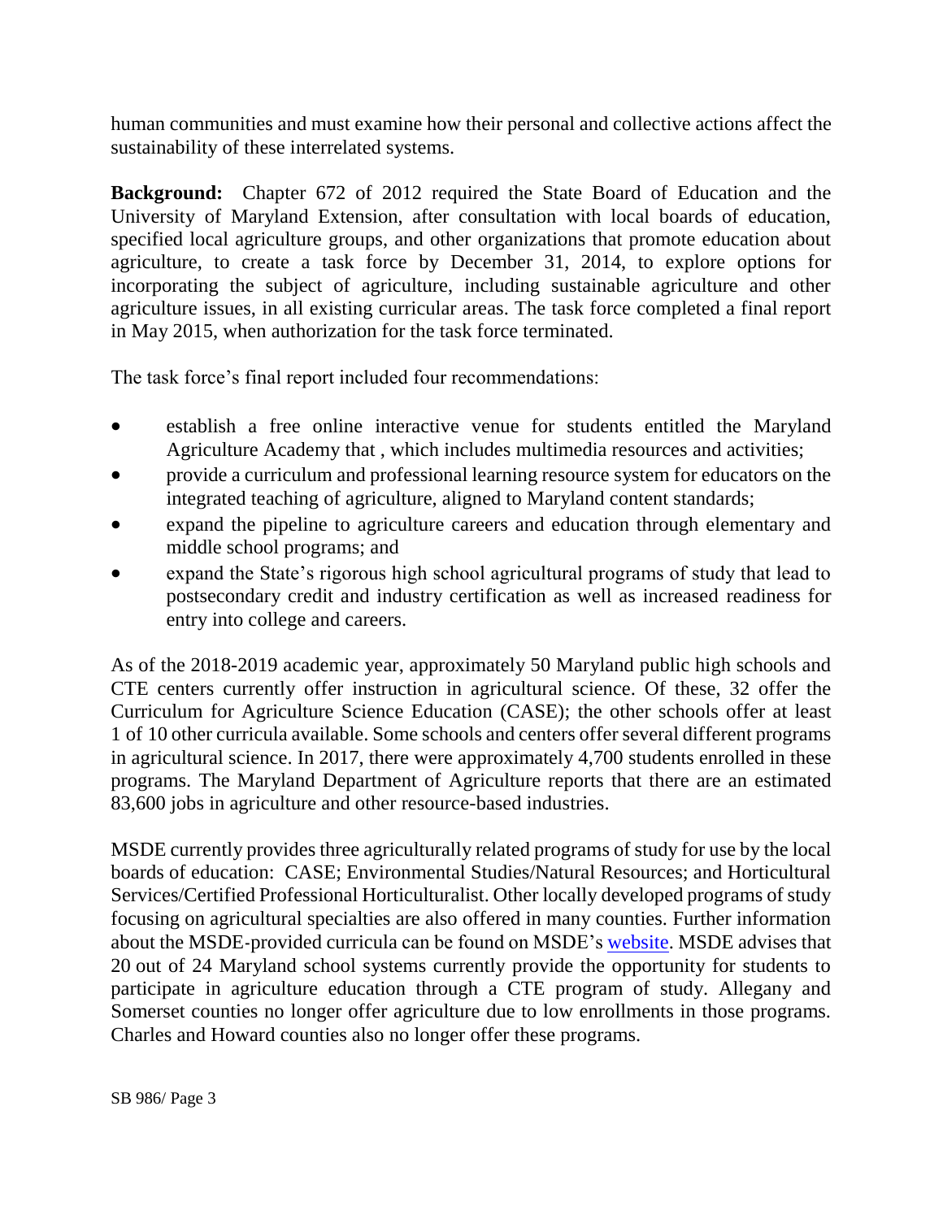human communities and must examine how their personal and collective actions affect the sustainability of these interrelated systems.

**Background:** Chapter 672 of 2012 required the State Board of Education and the University of Maryland Extension, after consultation with local boards of education, specified local agriculture groups, and other organizations that promote education about agriculture, to create a task force by December 31, 2014, to explore options for incorporating the subject of agriculture, including sustainable agriculture and other agriculture issues, in all existing curricular areas. The task force completed a final report in May 2015, when authorization for the task force terminated.

The task force's final report included four recommendations:

- establish a free online interactive venue for students entitled the Maryland Agriculture Academy that , which includes multimedia resources and activities;
- provide a curriculum and professional learning resource system for educators on the integrated teaching of agriculture, aligned to Maryland content standards;
- expand the pipeline to agriculture careers and education through elementary and middle school programs; and
- expand the State's rigorous high school agricultural programs of study that lead to postsecondary credit and industry certification as well as increased readiness for entry into college and careers.

As of the 2018-2019 academic year, approximately 50 Maryland public high schools and CTE centers currently offer instruction in agricultural science. Of these, 32 offer the Curriculum for Agriculture Science Education (CASE); the other schools offer at least 1 of 10 other curricula available. Some schools and centers offer several different programs in agricultural science. In 2017, there were approximately 4,700 students enrolled in these programs. The Maryland Department of Agriculture reports that there are an estimated 83,600 jobs in agriculture and other resource-based industries.

MSDE currently provides three agriculturally related programs of study for use by the local boards of education: CASE; Environmental Studies/Natural Resources; and Horticultural Services/Certified Professional Horticulturalist. Other locally developed programs of study focusing on agricultural specialties are also offered in many counties. Further information about the MSDE-provided curricula can be found on MSDE's website. MSDE advises that 20 out of 24 Maryland school systems currently provide the opportunity for students to participate in agriculture education through a CTE program of study. Allegany and Somerset counties no longer offer agriculture due to low enrollments in those programs. Charles and Howard counties also no longer offer these programs.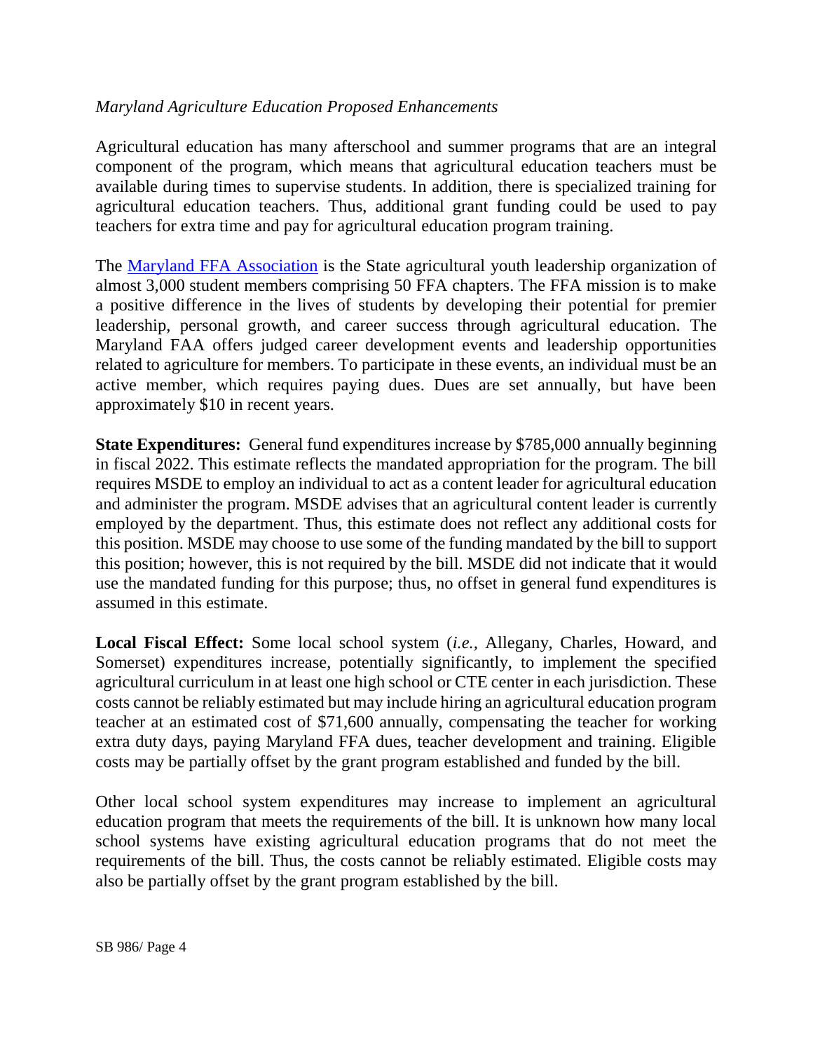*Maryland Agriculture Education Proposed Enhancements*

Agricultural education has many afterschool and summer programs that are an integral component of the program, which means that agricultural education teachers must be available during times to supervise students. In addition, there is specialized training for agricultural education teachers. Thus, additional grant funding could be used to pay teachers for extra time and pay for agricultural education program training.

The Maryland FFA Association is the State agricultural youth leadership organization of almost 3,000 student members comprising 50 FFA chapters. The FFA mission is to make a positive difference in the lives of students by developing their potential for premier leadership, personal growth, and career success through agricultural education. The Maryland FAA offers judged career development events and leadership opportunities related to agriculture for members. To participate in these events, an individual must be an active member, which requires paying dues. Dues are set annually, but have been approximately $10 in recent years.

**State Expenditures:** General fund expenditures increase by $785,000 annually beginning in fiscal 2022. This estimate reflects the mandated appropriation for the program. The bill requires MSDE to employ an individual to act as a content leader for agricultural education and administer the program. MSDE advises that an agricultural content leader is currently employed by the department. Thus, this estimate does not reflect any additional costs for this position. MSDE may choose to use some of the funding mandated by the bill to support this position; however, this is not required by the bill. MSDE did not indicate that it would use the mandated funding for this purpose; thus, no offset in general fund expenditures is assumed in this estimate.

**Local Fiscal Effect:** Some local school system (*i.e.*, Allegany, Charles, Howard, and Somerset) expenditures increase, potentially significantly, to implement the specified agricultural curriculum in at least one high school or CTE center in each jurisdiction. These costs cannot be reliably estimated but may include hiring an agricultural education program teacher at an estimated cost of $71,600 annually, compensating the teacher for working extra duty days, paying Maryland FFA dues, teacher development and training. Eligible costs may be partially offset by the grant program established and funded by the bill.

Other local school system expenditures may increase to implement an agricultural education program that meets the requirements of the bill. It is unknown how many local school systems have existing agricultural education programs that do not meet the requirements of the bill. Thus, the costs cannot be reliably estimated. Eligible costs may also be partially offset by the grant program established by the bill.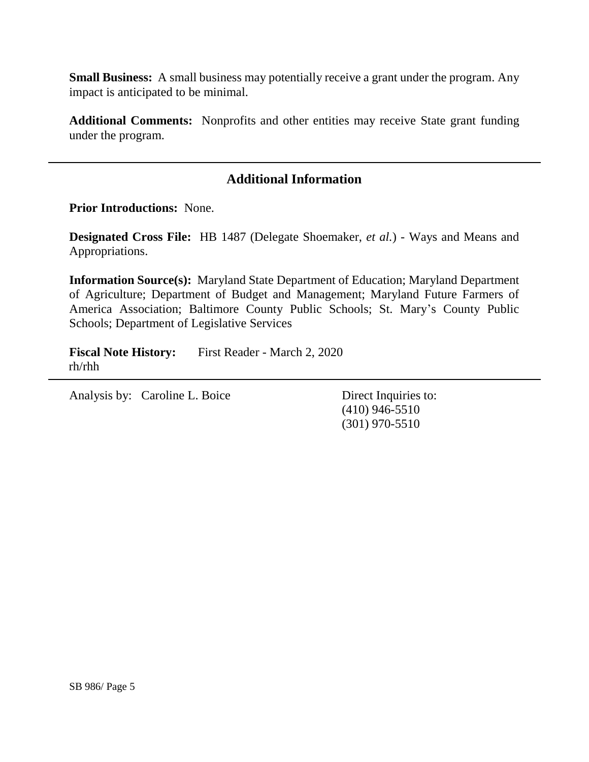**Small Business:** A small business may potentially receive a grant under the program. Any impact is anticipated to be minimal.

**Additional Comments:** Nonprofits and other entities may receive State grant funding under the program.

---

## Additional Information

**Prior Introductions:** None.

**Designated Cross File:** HB 1487 (Delegate Shoemaker, *et al.*) - Ways and Means and Appropriations.

**Information Source(s):** Maryland State Department of Education; Maryland Department of Agriculture; Department of Budget and Management; Maryland Future Farmers of America Association; Baltimore County Public Schools; St. Mary's County Public Schools; Department of Legislative Services

**Fiscal Note History:** First Reader - March 2, 2020
rh/rhh

---

Analysis by: Caroline L. Boice

Direct Inquiries to:
(410) 946-5510
(301) 970-5510